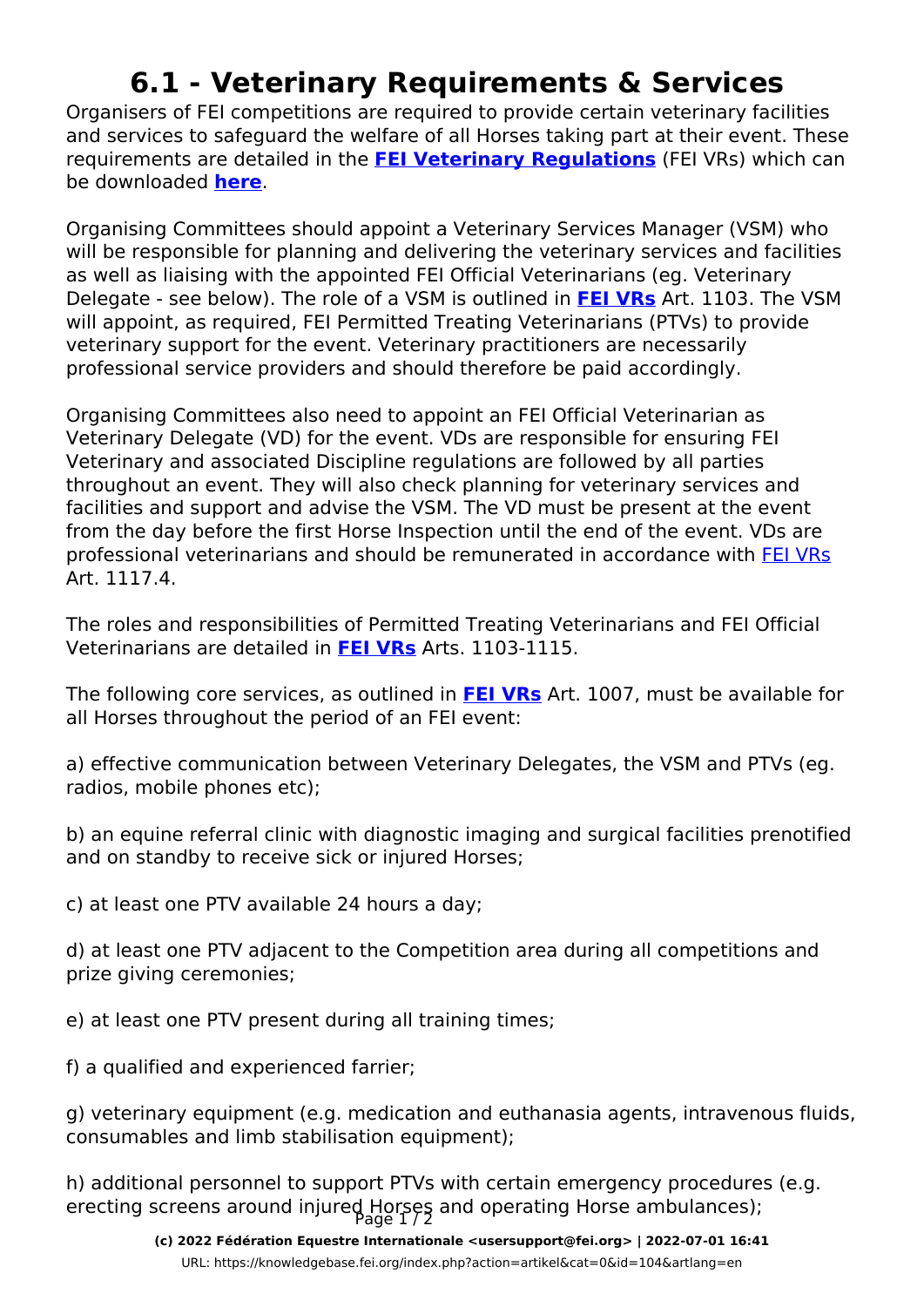# 6.1 - Veterinary Requirements & Services

Organisers of FEI competitions are required to provide certain veterinary facilities and services to safeguard the welfare of all Horses taking part at their event. These requirements are detailed in the **FEI Veterinary Regulations** (FEI VRs) which can be downloaded **here**.

Organising Committees should appoint a Veterinary Services Manager (VSM) who will be responsible for planning and delivering the veterinary services and facilities as well as liaising with the appointed FEI Official Veterinarians (eg. Veterinary Delegate - see below). The role of a VSM is outlined in **FEI VRs** Art. 1103. The VSM will appoint, as required, FEI Permitted Treating Veterinarians (PTVs) to provide veterinary support for the event. Veterinary practitioners are necessarily professional service providers and should therefore be paid accordingly.

Organising Committees also need to appoint an FEI Official Veterinarian as Veterinary Delegate (VD) for the event. VDs are responsible for ensuring FEI Veterinary and associated Discipline regulations are followed by all parties throughout an event. They will also check planning for veterinary services and facilities and support and advise the VSM. The VD must be present at the event from the day before the first Horse Inspection until the end of the event. VDs are professional veterinarians and should be remunerated in accordance with FEI VRs Art. 1117.4.

The roles and responsibilities of Permitted Treating Veterinarians and FEI Official Veterinarians are detailed in **FEI VRs** Arts. 1103-1115.

The following core services, as outlined in **FEI VRs** Art. 1007, must be available for all Horses throughout the period of an FEI event:

a) effective communication between Veterinary Delegates, the VSM and PTVs (eg. radios, mobile phones etc);

b) an equine referral clinic with diagnostic imaging and surgical facilities prenotified and on standby to receive sick or injured Horses;

c) at least one PTV available 24 hours a day;

d) at least one PTV adjacent to the Competition area during all competitions and prize giving ceremonies;

e) at least one PTV present during all training times;

f) a qualified and experienced farrier;

g) veterinary equipment (e.g. medication and euthanasia agents, intravenous fluids, consumables and limb stabilisation equipment);

h) additional personnel to support PTVs with certain emergency procedures (e.g. erecting screens around injured Horses and operating Horse ambulances);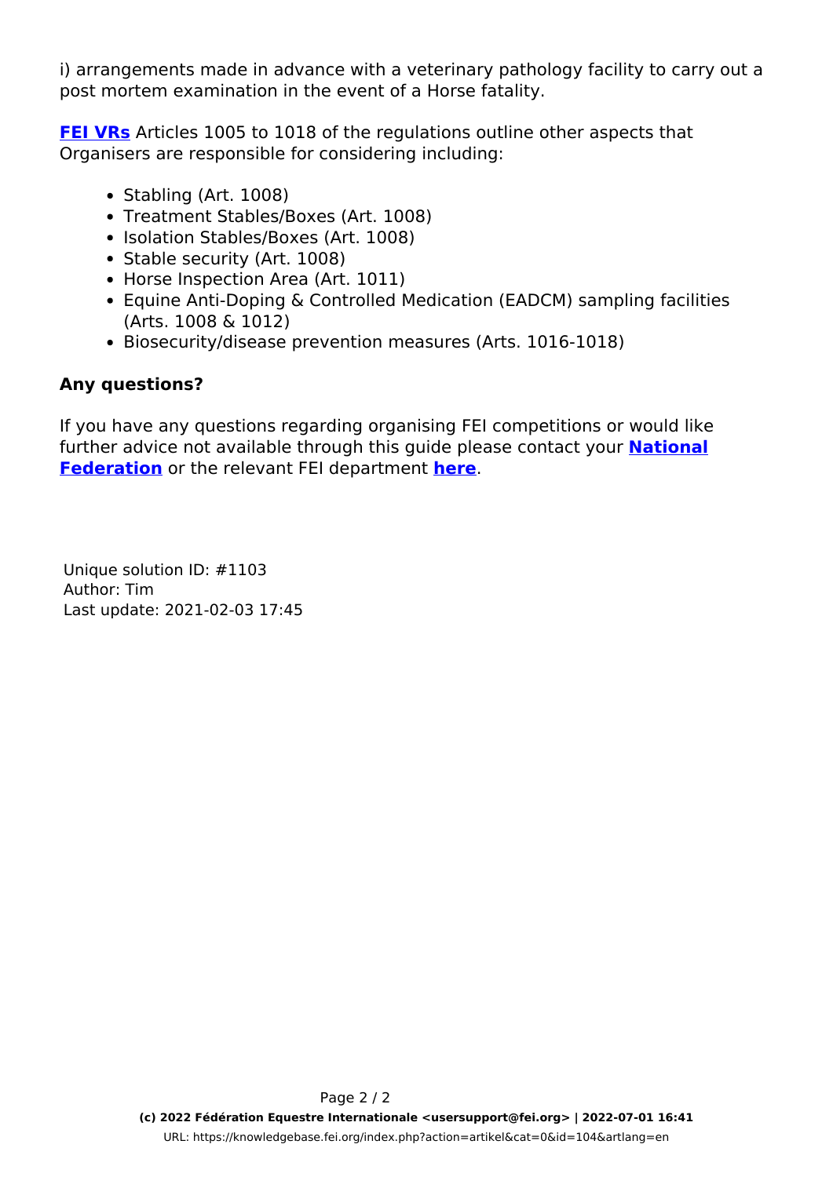i) arrangements made in advance with a veterinary pathology facility to carry out a post mortem examination in the event of a Horse fatality.

**FEI VRs** Articles 1005 to 1018 of the regulations outline other aspects that Organisers are responsible for considering including:

- Stabling (Art. 1008)
- Treatment Stables/Boxes (Art. 1008)
- Isolation Stables/Boxes (Art. 1008)
- Stable security (Art. 1008)
- Horse Inspection Area (Art. 1011)
- Equine Anti-Doping & Controlled Medication (EADCM) sampling facilities (Arts. 1008 & 1012)
- Biosecurity/disease prevention measures (Arts. 1016-1018)

**Any questions?**

If you have any questions regarding organising FEI competitions or would like further advice not available through this guide please contact your **National Federation** or the relevant FEI department **here**.

Unique solution ID: #1103
Author: Tim
Last update: 2021-02-03 17:45